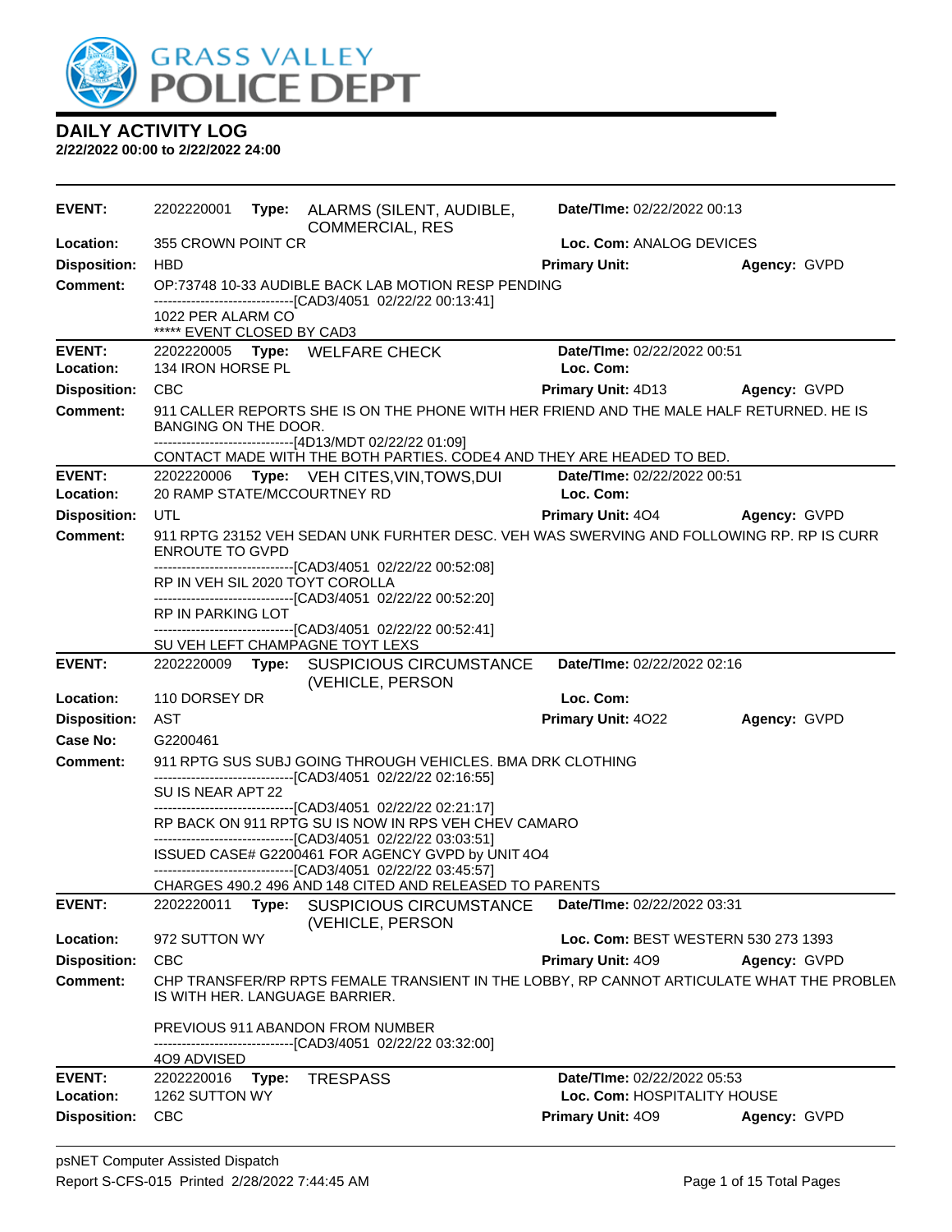# GRASS VALLEY POLICE DEPT

## DAILY ACTIVITY LOG

**2/22/2022 00:00 to 2/22/2022 24:00**

---

**EVENT:** 2202220001 **Type:** ALARMS (SILENT, AUDIBLE, COMMERCIAL, RES **Date/TIme:** 02/22/2022 00:13
**Location:** 355 CROWN POINT CR **Loc. Com:** ANALOG DEVICES
**Disposition:** HBD **Primary Unit:** **Agency:** GVPD
**Comment:** OP:73748 10-33 AUDIBLE BACK LAB MOTION RESP PENDING
------------------------------[CAD3/4051 02/22/22 00:13:41]
1022 PER ALARM CO
***** EVENT CLOSED BY CAD3

---

**EVENT:** 2202220005 **Type:** WELFARE CHECK **Date/TIme:** 02/22/2022 00:51
**Location:** 134 IRON HORSE PL **Loc. Com:**
**Disposition:** CBC **Primary Unit:** 4D13 **Agency:** GVPD
**Comment:** 911 CALLER REPORTS SHE IS ON THE PHONE WITH HER FRIEND AND THE MALE HALF RETURNED. HE IS BANGING ON THE DOOR.
------------------------------[4D13/MDT 02/22/22 01:09]
CONTACT MADE WITH THE BOTH PARTIES. CODE4 AND THEY ARE HEADED TO BED.

---

**EVENT:** 2202220006 **Type:** VEH CITES,VIN,TOWS,DUI **Date/TIme:** 02/22/2022 00:51
**Location:** 20 RAMP STATE/MCCOURTNEY RD **Loc. Com:**
**Disposition:** UTL **Primary Unit:** 4O4 **Agency:** GVPD
**Comment:** 911 RPTG 23152 VEH SEDAN UNK FURHTER DESC. VEH WAS SWERVING AND FOLLOWING RP. RP IS CURR ENROUTE TO GVPD
------------------------------[CAD3/4051 02/22/22 00:52:08]
RP IN VEH SIL 2020 TOYT COROLLA
------------------------------[CAD3/4051 02/22/22 00:52:20]
RP IN PARKING LOT
------------------------------[CAD3/4051 02/22/22 00:52:41]
SU VEH LEFT CHAMPAGNE TOYT LEXS

---

**EVENT:** 2202220009 **Type:** SUSPICIOUS CIRCUMSTANCE (VEHICLE, PERSON **Date/TIme:** 02/22/2022 02:16
**Location:** 110 DORSEY DR **Loc. Com:**
**Disposition:** AST **Primary Unit:** 4O22 **Agency:** GVPD
**Case No:** G2200461
**Comment:** 911 RPTG SUS SUBJ GOING THROUGH VEHICLES. BMA DRK CLOTHING
------------------------------[CAD3/4051 02/22/22 02:16:55]
SU IS NEAR APT 22
------------------------------[CAD3/4051 02/22/22 02:21:17]
RP BACK ON 911 RPTG SU IS NOW IN RPS VEH CHEV CAMARO
------------------------------[CAD3/4051 02/22/22 03:03:51]
ISSUED CASE# G2200461 FOR AGENCY GVPD by UNIT 4O4
------------------------------[CAD3/4051 02/22/22 03:45:57]
CHARGES 490.2 496 AND 148 CITED AND RELEASED TO PARENTS

---

**EVENT:** 2202220011 **Type:** SUSPICIOUS CIRCUMSTANCE (VEHICLE, PERSON **Date/TIme:** 02/22/2022 03:31
**Location:** 972 SUTTON WY **Loc. Com:** BEST WESTERN 530 273 1393
**Disposition:** CBC **Primary Unit:** 4O9 **Agency:** GVPD
**Comment:** CHP TRANSFER/RP RPTS FEMALE TRANSIENT IN THE LOBBY, RP CANNOT ARTICULATE WHAT THE PROBLEM IS WITH HER. LANGUAGE BARRIER.

PREVIOUS 911 ABANDON FROM NUMBER
------------------------------[CAD3/4051 02/22/22 03:32:00]
4O9 ADVISED

---

**EVENT:** 2202220016 **Type:** TRESPASS **Date/TIme:** 02/22/2022 05:53
**Location:** 1262 SUTTON WY **Loc. Com:** HOSPITALITY HOUSE
**Disposition:** CBC **Primary Unit:** 4O9 **Agency:** GVPD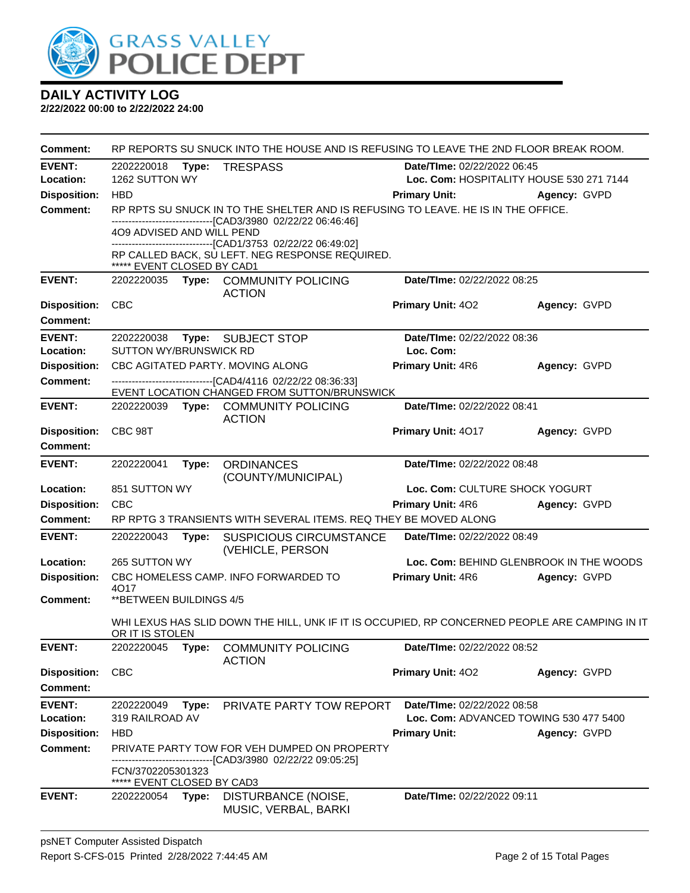# DAILY ACTIVITY LOG

**2/22/2022 00:00 to 2/22/2022 24:00**

**Comment:** RP REPORTS SU SNUCK INTO THE HOUSE AND IS REFUSING TO LEAVE THE 2ND FLOOR BREAK ROOM.

---

**EVENT:** 2202220018 **Type:** TRESPASS **Date/TIme:** 02/22/2022 06:45
**Location:** 1262 SUTTON WY **Loc. Com:** HOSPITALITY HOUSE 530 271 7144
**Disposition:** HBD **Primary Unit:** **Agency:** GVPD
**Comment:** RP RPTS SU SNUCK IN TO THE SHELTER AND IS REFUSING TO LEAVE. HE IS IN THE OFFICE.
------------------------------[CAD3/3980 02/22/22 06:46:46]
4O9 ADVISED AND WILL PEND
------------------------------[CAD1/3753 02/22/22 06:49:02]
RP CALLED BACK, SU LEFT. NEG RESPONSE REQUIRED.
***** EVENT CLOSED BY CAD1

---

**EVENT:** 2202220035 **Type:** COMMUNITY POLICING ACTION **Date/TIme:** 02/22/2022 08:25
**Disposition:** CBC **Primary Unit:** 4O2 **Agency:** GVPD
**Comment:**

---

**EVENT:** 2202220038 **Type:** SUBJECT STOP **Date/TIme:** 02/22/2022 08:36
**Location:** SUTTON WY/BRUNSWICK RD **Loc. Com:**
**Disposition:** CBC AGITATED PARTY. MOVING ALONG **Primary Unit:** 4R6 **Agency:** GVPD
**Comment:** ------------------------------[CAD4/4116 02/22/22 08:36:33]
EVENT LOCATION CHANGED FROM SUTTON/BRUNSWICK

---

**EVENT:** 2202220039 **Type:** COMMUNITY POLICING ACTION **Date/TIme:** 02/22/2022 08:41
**Disposition:** CBC 98T **Primary Unit:** 4O17 **Agency:** GVPD
**Comment:**

---

**EVENT:** 2202220041 **Type:** ORDINANCES (COUNTY/MUNICIPAL) **Date/TIme:** 02/22/2022 08:48
**Location:** 851 SUTTON WY **Loc. Com:** CULTURE SHOCK YOGURT
**Disposition:** CBC **Primary Unit:** 4R6 **Agency:** GVPD
**Comment:** RP RPTG 3 TRANSIENTS WITH SEVERAL ITEMS. REQ THEY BE MOVED ALONG

---

**EVENT:** 2202220043 **Type:** SUSPICIOUS CIRCUMSTANCE (VEHICLE, PERSON **Date/TIme:** 02/22/2022 08:49
**Location:** 265 SUTTON WY **Loc. Com:** BEHIND GLENBROOK IN THE WOODS
**Disposition:** CBC HOMELESS CAMP. INFO FORWARDED TO 4O17 **Primary Unit:** 4R6 **Agency:** GVPD
**Comment:** **BETWEEN BUILDINGS 4/5

WHI LEXUS HAS SLID DOWN THE HILL, UNK IF IT IS OCCUPIED, RP CONCERNED PEOPLE ARE CAMPING IN IT OR IT IS STOLEN

---

**EVENT:** 2202220045 **Type:** COMMUNITY POLICING ACTION **Date/TIme:** 02/22/2022 08:52
**Disposition:** CBC **Primary Unit:** 4O2 **Agency:** GVPD
**Comment:**

---

**EVENT:** 2202220049 **Type:** PRIVATE PARTY TOW REPORT **Date/TIme:** 02/22/2022 08:58
**Location:** 319 RAILROAD AV **Loc. Com:** ADVANCED TOWING 530 477 5400
**Disposition:** HBD **Primary Unit:** **Agency:** GVPD
**Comment:** PRIVATE PARTY TOW FOR VEH DUMPED ON PROPERTY
------------------------------[CAD3/3980 02/22/22 09:05:25]
FCN/3702205301323
***** EVENT CLOSED BY CAD3

---

**EVENT:** 2202220054 **Type:** DISTURBANCE (NOISE, MUSIC, VERBAL, BARKI **Date/TIme:** 02/22/2022 09:11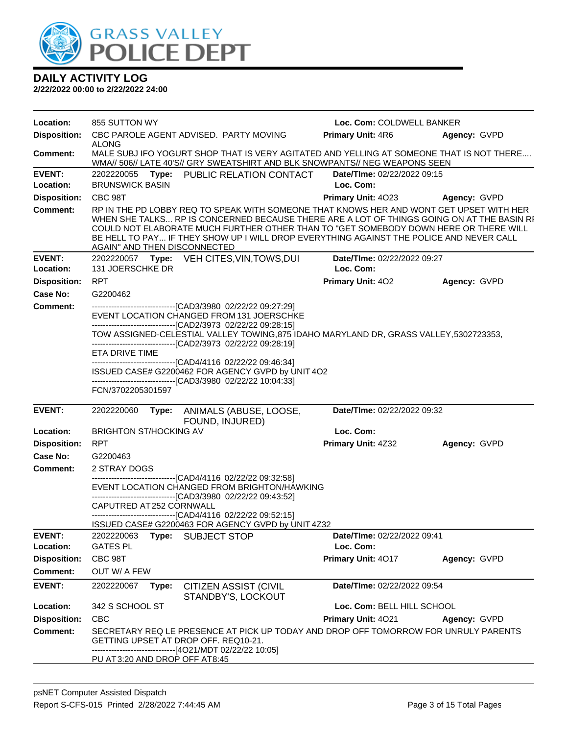## DAILY ACTIVITY LOG

**2/22/2022 00:00 to 2/22/2022 24:00**

**Location:** 855 SUTTON WY  **Loc. Com:** COLDWELL BANKER
**Disposition:** CBC PAROLE AGENT ADVISED. PARTY MOVING ALONG  **Primary Unit:** 4R6  **Agency:** GVPD
**Comment:** MALE SUBJ IFO YOGURT SHOP THAT IS VERY AGITATED AND YELLING AT SOMEONE THAT IS NOT THERE.... WMA// 506// LATE 40'S// GRY SWEATSHIRT AND BLK SNOWPANTS// NEG WEAPONS SEEN

---

**EVENT:** 2202220055 **Type:** PUBLIC RELATION CONTACT  **Date/TIme:** 02/22/2022 09:15
**Location:** BRUNSWICK BASIN  **Loc. Com:**
**Disposition:** CBC 98T  **Primary Unit:** 4O23  **Agency:** GVPD
**Comment:** RP IN THE PD LOBBY REQ TO SPEAK WITH SOMEONE THAT KNOWS HER AND WONT GET UPSET WITH HER WHEN SHE TALKS... RP IS CONCERNED BECAUSE THERE ARE A LOT OF THINGS GOING ON AT THE BASIN RI COULD NOT ELABORATE MUCH FURTHER OTHER THAN TO "GET SOMEBODY DOWN HERE OR THERE WILL BE HELL TO PAY... IF THEY SHOW UP I WILL DROP EVERYTHING AGAINST THE POLICE AND NEVER CALL AGAIN" AND THEN DISCONNECTED

---

**EVENT:** 2202220057 **Type:** VEH CITES,VIN,TOWS,DUI  **Date/TIme:** 02/22/2022 09:27
**Location:** 131 JOERSCHKE DR  **Loc. Com:**
**Disposition:** RPT  **Primary Unit:** 4O2  **Agency:** GVPD
**Case No:** G2200462
**Comment:**
------------------------------[CAD3/3980 02/22/22 09:27:29]
EVENT LOCATION CHANGED FROM 131 JOERSCHKE
------------------------------[CAD2/3973 02/22/22 09:28:15]
TOW ASSIGNED-CELESTIAL VALLEY TOWING,875 IDAHO MARYLAND DR, GRASS VALLEY,5302723353,
------------------------------[CAD2/3973 02/22/22 09:28:19]
ETA DRIVE TIME
------------------------------[CAD4/4116 02/22/22 09:46:34]
ISSUED CASE# G2200462 FOR AGENCY GVPD by UNIT 4O2
------------------------------[CAD3/3980 02/22/22 10:04:33]
FCN/3702205301597

---

**EVENT:** 2202220060 **Type:** ANIMALS (ABUSE, LOOSE, FOUND, INJURED)  **Date/TIme:** 02/22/2022 09:32
**Location:** BRIGHTON ST/HOCKING AV  **Loc. Com:**
**Disposition:** RPT  **Primary Unit:** 4Z32  **Agency:** GVPD
**Case No:** G2200463
**Comment:** 2 STRAY DOGS
------------------------------[CAD4/4116 02/22/22 09:32:58]
EVENT LOCATION CHANGED FROM BRIGHTON/HAWKING
------------------------------[CAD3/3980 02/22/22 09:43:52]
CAPUTRED AT 252 CORNWALL
------------------------------[CAD4/4116 02/22/22 09:52:15]
ISSUED CASE# G2200463 FOR AGENCY GVPD by UNIT 4Z32

---

**EVENT:** 2202220063 **Type:** SUBJECT STOP  **Date/TIme:** 02/22/2022 09:41
**Location:** GATES PL  **Loc. Com:**
**Disposition:** CBC 98T  **Primary Unit:** 4O17  **Agency:** GVPD
**Comment:** OUT W/ A FEW

---

**EVENT:** 2202220067 **Type:** CITIZEN ASSIST (CIVIL STANDBY'S, LOCKOUT  **Date/TIme:** 02/22/2022 09:54
**Location:** 342 S SCHOOL ST  **Loc. Com:** BELL HILL SCHOOL
**Disposition:** CBC  **Primary Unit:** 4O21  **Agency:** GVPD
**Comment:** SECRETARY REQ LE PRESENCE AT PICK UP TODAY AND DROP OFF TOMORROW FOR UNRULY PARENTS GETTING UPSET AT DROP OFF. REQ10-21.
------------------------------[4O21/MDT 02/22/22 10:05]
PU AT 3:20 AND DROP OFF AT 8:45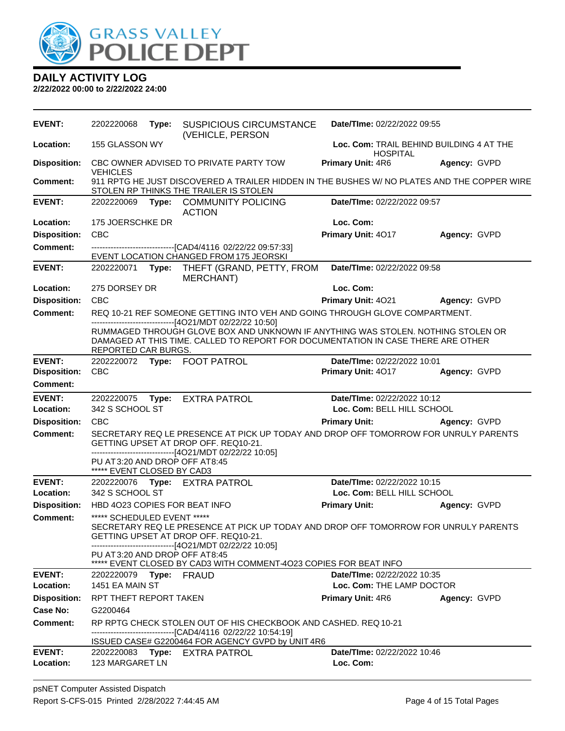# GRASS VALLEY POLICE DEPT

## DAILY ACTIVITY LOG

**2/22/2022 00:00 to 2/22/2022 24:00**

---

**EVENT:** 2202220068 **Type:** SUSPICIOUS CIRCUMSTANCE (VEHICLE, PERSON **Date/TIme:** 02/22/2022 09:55
**Location:** 155 GLASSON WY **Loc. Com:** TRAIL BEHIND BUILDING 4 AT THE HOSPITAL
**Disposition:** CBC OWNER ADVISED TO PRIVATE PARTY TOW VEHICLES **Primary Unit:** 4R6 **Agency:** GVPD
**Comment:** 911 RPTG HE JUST DISCOVERED A TRAILER HIDDEN IN THE BUSHES W/ NO PLATES AND THE COPPER WIRE STOLEN RP THINKS THE TRAILER IS STOLEN

---

**EVENT:** 2202220069 **Type:** COMMUNITY POLICING ACTION **Date/TIme:** 02/22/2022 09:57
**Location:** 175 JOERSCHKE DR **Loc. Com:**
**Disposition:** CBC **Primary Unit:** 4O17 **Agency:** GVPD
**Comment:** ------------------------------[CAD4/4116 02/22/22 09:57:33]
EVENT LOCATION CHANGED FROM 175 JEORSKI

---

**EVENT:** 2202220071 **Type:** THEFT (GRAND, PETTY, FROM MERCHANT) **Date/TIme:** 02/22/2022 09:58
**Location:** 275 DORSEY DR **Loc. Com:**
**Disposition:** CBC **Primary Unit:** 4O21 **Agency:** GVPD
**Comment:** REQ 10-21 REF SOMEONE GETTING INTO VEH AND GOING THROUGH GLOVE COMPARTMENT.
------------------------------[4O21/MDT 02/22/22 10:50]
RUMMAGED THROUGH GLOVE BOX AND UNKNOWN IF ANYTHING WAS STOLEN. NOTHING STOLEN OR DAMAGED AT THIS TIME. CALLED TO REPORT FOR DOCUMENTATION IN CASE THERE ARE OTHER REPORTED CAR BURGS.

---

**EVENT:** 2202220072 **Type:** FOOT PATROL **Date/TIme:** 02/22/2022 10:01
**Disposition:** CBC **Primary Unit:** 4O17 **Agency:** GVPD
**Comment:**

---

**EVENT:** 2202220075 **Type:** EXTRA PATROL **Date/TIme:** 02/22/2022 10:12
**Location:** 342 S SCHOOL ST **Loc. Com:** BELL HILL SCHOOL
**Disposition:** CBC **Primary Unit:** **Agency:** GVPD
**Comment:** SECRETARY REQ LE PRESENCE AT PICK UP TODAY AND DROP OFF TOMORROW FOR UNRULY PARENTS GETTING UPSET AT DROP OFF. REQ10-21.
------------------------------[4O21/MDT 02/22/22 10:05]
PU AT 3:20 AND DROP OFF AT 8:45
***** EVENT CLOSED BY CAD3

---

**EVENT:** 2202220076 **Type:** EXTRA PATROL **Date/TIme:** 02/22/2022 10:15
**Location:** 342 S SCHOOL ST **Loc. Com:** BELL HILL SCHOOL
**Disposition:** HBD 4O23 COPIES FOR BEAT INFO **Primary Unit:** **Agency:** GVPD
**Comment:** ***** SCHEDULED EVENT *****
SECRETARY REQ LE PRESENCE AT PICK UP TODAY AND DROP OFF TOMORROW FOR UNRULY PARENTS GETTING UPSET AT DROP OFF. REQ10-21.
------------------------------[4O21/MDT 02/22/22 10:05]
PU AT 3:20 AND DROP OFF AT 8:45
***** EVENT CLOSED BY CAD3 WITH COMMENT-4O23 COPIES FOR BEAT INFO

---

**EVENT:** 2202220079 **Type:** FRAUD **Date/TIme:** 02/22/2022 10:35
**Location:** 1451 EA MAIN ST **Loc. Com:** THE LAMP DOCTOR
**Disposition:** RPT THEFT REPORT TAKEN **Primary Unit:** 4R6 **Agency:** GVPD
**Case No:** G2200464
**Comment:** RP RPTG CHECK STOLEN OUT OF HIS CHECKBOOK AND CASHED. REQ 10-21
------------------------------[CAD4/4116 02/22/22 10:54:19]
ISSUED CASE# G2200464 FOR AGENCY GVPD by UNIT 4R6

---

**EVENT:** 2202220083 **Type:** EXTRA PATROL **Date/TIme:** 02/22/2022 10:46
**Location:** 123 MARGARET LN **Loc. Com:**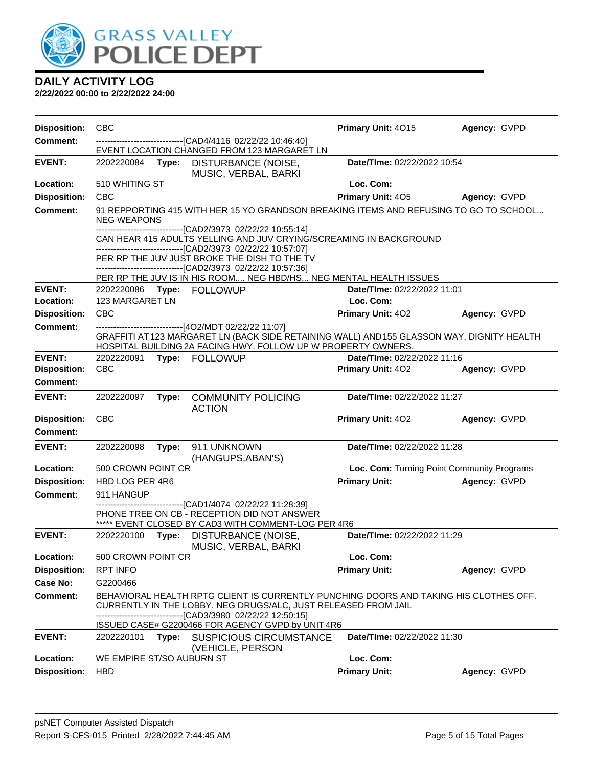# GRASS VALLEY POLICE DEPT

## DAILY ACTIVITY LOG

**2/22/2022 00:00 to 2/22/2022 24:00**

**Disposition:** CBC | **Primary Unit:** 4O15 | **Agency:** GVPD

**Comment:** ------------------------------[CAD4/4116 02/22/22 10:46:40]
EVENT LOCATION CHANGED FROM 123 MARGARET LN

---

**EVENT:** 2202220084 **Type:** DISTURBANCE (NOISE, MUSIC, VERBAL, BARKI | **Date/TIme:** 02/22/2022 10:54

**Location:** 510 WHITING ST | **Loc. Com:**

**Disposition:** CBC | **Primary Unit:** 4O5 | **Agency:** GVPD

**Comment:** 91 REPPORTING 415 WITH HER 15 YO GRANDSON BREAKING ITEMS AND REFUSING TO GO TO SCHOOL... NEG WEAPONS
------------------------------[CAD2/3973 02/22/22 10:55:14]
CAN HEAR 415 ADULTS YELLING AND JUV CRYING/SCREAMING IN BACKGROUND
------------------------------[CAD2/3973 02/22/22 10:57:07]
PER RP THE JUV JUST BROKE THE DISH TO THE TV
------------------------------[CAD2/3973 02/22/22 10:57:36]
PER RP THE JUV IS IN HIS ROOM.... NEG HBD/HS... NEG MENTAL HEALTH ISSUES

---

**EVENT:** 2202220086 **Type:** FOLLOWUP | **Date/TIme:** 02/22/2022 11:01

**Location:** 123 MARGARET LN | **Loc. Com:**

**Disposition:** CBC | **Primary Unit:** 4O2 | **Agency:** GVPD

**Comment:** ------------------------------[4O2/MDT 02/22/22 11:07]
GRAFFITI AT 123 MARGARET LN (BACK SIDE RETAINING WALL) AND 155 GLASSON WAY, DIGNITY HEALTH HOSPITAL BUILDING 2A FACING HWY. FOLLOW UP W PROPERTY OWNERS.

---

**EVENT:** 2202220091 **Type:** FOLLOWUP | **Date/TIme:** 02/22/2022 11:16

**Disposition:** CBC | **Primary Unit:** 4O2 | **Agency:** GVPD

**Comment:**

---

**EVENT:** 2202220097 **Type:** COMMUNITY POLICING ACTION | **Date/TIme:** 02/22/2022 11:27

**Disposition:** CBC | **Primary Unit:** 4O2 | **Agency:** GVPD

**Comment:**

---

**EVENT:** 2202220098 **Type:** 911 UNKNOWN (HANGUPS,ABAN'S) | **Date/TIme:** 02/22/2022 11:28

**Location:** 500 CROWN POINT CR | **Loc. Com:** Turning Point Community Programs

**Disposition:** HBD LOG PER 4R6 | **Primary Unit:** | **Agency:** GVPD

**Comment:** 911 HANGUP
------------------------------[CAD1/4074 02/22/22 11:28:39]
PHONE TREE ON CB - RECEPTION DID NOT ANSWER
***** EVENT CLOSED BY CAD3 WITH COMMENT-LOG PER 4R6

---

**EVENT:** 2202220100 **Type:** DISTURBANCE (NOISE, MUSIC, VERBAL, BARKI | **Date/TIme:** 02/22/2022 11:29

**Location:** 500 CROWN POINT CR | **Loc. Com:**

**Disposition:** RPT INFO | **Primary Unit:** | **Agency:** GVPD

**Case No:** G2200466

**Comment:** BEHAVIORAL HEALTH RPTG CLIENT IS CURRENTLY PUNCHING DOORS AND TAKING HIS CLOTHES OFF. CURRENTLY IN THE LOBBY. NEG DRUGS/ALC, JUST RELEASED FROM JAIL
------------------------------[CAD3/3980 02/22/22 12:50:15]
ISSUED CASE# G2200466 FOR AGENCY GVPD by UNIT 4R6

---

**EVENT:** 2202220101 **Type:** SUSPICIOUS CIRCUMSTANCE (VEHICLE, PERSON | **Date/TIme:** 02/22/2022 11:30

**Location:** WE EMPIRE ST/SO AUBURN ST | **Loc. Com:**

**Disposition:** HBD | **Primary Unit:** | **Agency:** GVPD

psNET Computer Assisted Dispatch
Report S-CFS-015 Printed 2/28/2022 7:44:45 AM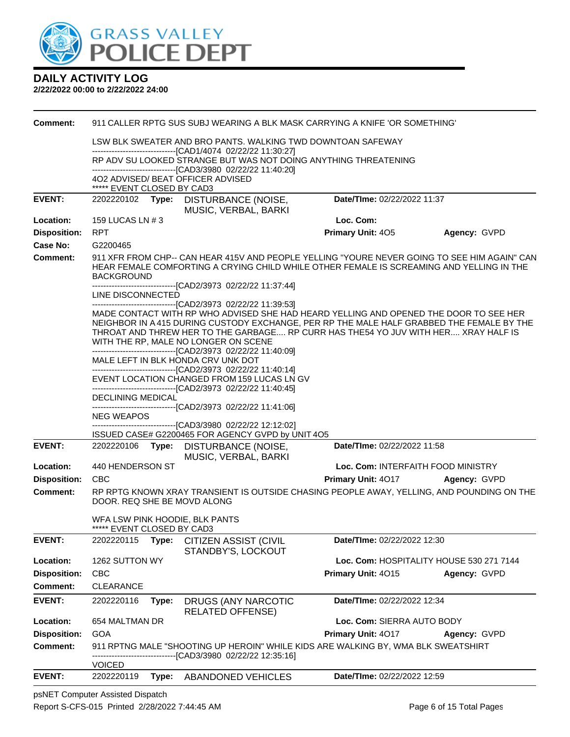**GRASS VALLEY POLICE DEPT**

## DAILY ACTIVITY LOG

**2/22/2022 00:00 to 2/22/2022 24:00**

**Comment:** 911 CALLER RPTG SUS SUBJ WEARING A BLK MASK CARRYING A KNIFE 'OR SOMETHING'

LSW BLK SWEATER AND BRO PANTS. WALKING TWD DOWNTOAN SAFEWAY
------------------------------[CAD1/4074 02/22/22 11:30:27]
RP ADV SU LOOKED STRANGE BUT WAS NOT DOING ANYTHING THREATENING
------------------------------[CAD3/3980 02/22/22 11:40:20]
4O2 ADVISED/ BEAT OFFICER ADVISED
***** EVENT CLOSED BY CAD3

---

**EVENT:** 2202220102 **Type:** DISTURBANCE (NOISE, MUSIC, VERBAL, BARKI **Date/TIme:** 02/22/2022 11:37
**Location:** 159 LUCAS LN # 3 **Loc. Com:**
**Disposition:** RPT **Primary Unit:** 4O5 **Agency:** GVPD
**Case No:** G2200465
**Comment:** 911 XFR FROM CHP-- CAN HEAR 415V AND PEOPLE YELLING "YOURE NEVER GOING TO SEE HIM AGAIN" CAN HEAR FEMALE COMFORTING A CRYING CHILD WHILE OTHER FEMALE IS SCREAMING AND YELLING IN THE BACKGROUND
------------------------------[CAD2/3973 02/22/22 11:37:44]
LINE DISCONNECTED
------------------------------[CAD2/3973 02/22/22 11:39:53]
MADE CONTACT WITH RP WHO ADVISED SHE HAD HEARD YELLING AND OPENED THE DOOR TO SEE HER NEIGHBOR IN A 415 DURING CUSTODY EXCHANGE, PER RP THE MALE HALF GRABBED THE FEMALE BY THE THROAT AND THREW HER TO THE GARBAGE.... RP CURR HAS THE54 YO JUV WITH HER.... XRAY HALF IS WITH THE RP, MALE NO LONGER ON SCENE
------------------------------[CAD2/3973 02/22/22 11:40:09]
MALE LEFT IN BLK HONDA CRV UNK DOT
------------------------------[CAD2/3973 02/22/22 11:40:14]
EVENT LOCATION CHANGED FROM 159 LUCAS LN GV
------------------------------[CAD2/3973 02/22/22 11:40:45]
DECLINING MEDICAL
------------------------------[CAD2/3973 02/22/22 11:41:06]
NEG WEAPOS
------------------------------[CAD3/3980 02/22/22 12:12:02]
ISSUED CASE# G2200465 FOR AGENCY GVPD by UNIT 4O5

---

**EVENT:** 2202220106 **Type:** DISTURBANCE (NOISE, MUSIC, VERBAL, BARKI **Date/TIme:** 02/22/2022 11:58
**Location:** 440 HENDERSON ST **Loc. Com:** INTERFAITH FOOD MINISTRY
**Disposition:** CBC **Primary Unit:** 4O17 **Agency:** GVPD
**Comment:** RP RPTG KNOWN XRAY TRANSIENT IS OUTSIDE CHASING PEOPLE AWAY, YELLING, AND POUNDING ON THE DOOR. REQ SHE BE MOVD ALONG

WFA LSW PINK HOODIE, BLK PANTS
***** EVENT CLOSED BY CAD3

---

**EVENT:** 2202220115 **Type:** CITIZEN ASSIST (CIVIL STANDBY'S, LOCKOUT **Date/TIme:** 02/22/2022 12:30
**Location:** 1262 SUTTON WY **Loc. Com:** HOSPITALITY HOUSE 530 271 7144
**Disposition:** CBC **Primary Unit:** 4O15 **Agency:** GVPD
**Comment:** CLEARANCE

---

**EVENT:** 2202220116 **Type:** DRUGS (ANY NARCOTIC RELATED OFFENSE) **Date/TIme:** 02/22/2022 12:34
**Location:** 654 MALTMAN DR **Loc. Com:** SIERRA AUTO BODY
**Disposition:** GOA **Primary Unit:** 4O17 **Agency:** GVPD
**Comment:** 911 RPTNG MALE "SHOOTING UP HEROIN" WHILE KIDS ARE WALKING BY, WMA BLK SWEATSHIRT
------------------------------[CAD3/3980 02/22/22 12:35:16]
VOICED

---

**EVENT:** 2202220119 **Type:** ABANDONED VEHICLES **Date/TIme:** 02/22/2022 12:59

psNET Computer Assisted Dispatch
Report S-CFS-015 Printed 2/28/2022 7:44:45 AM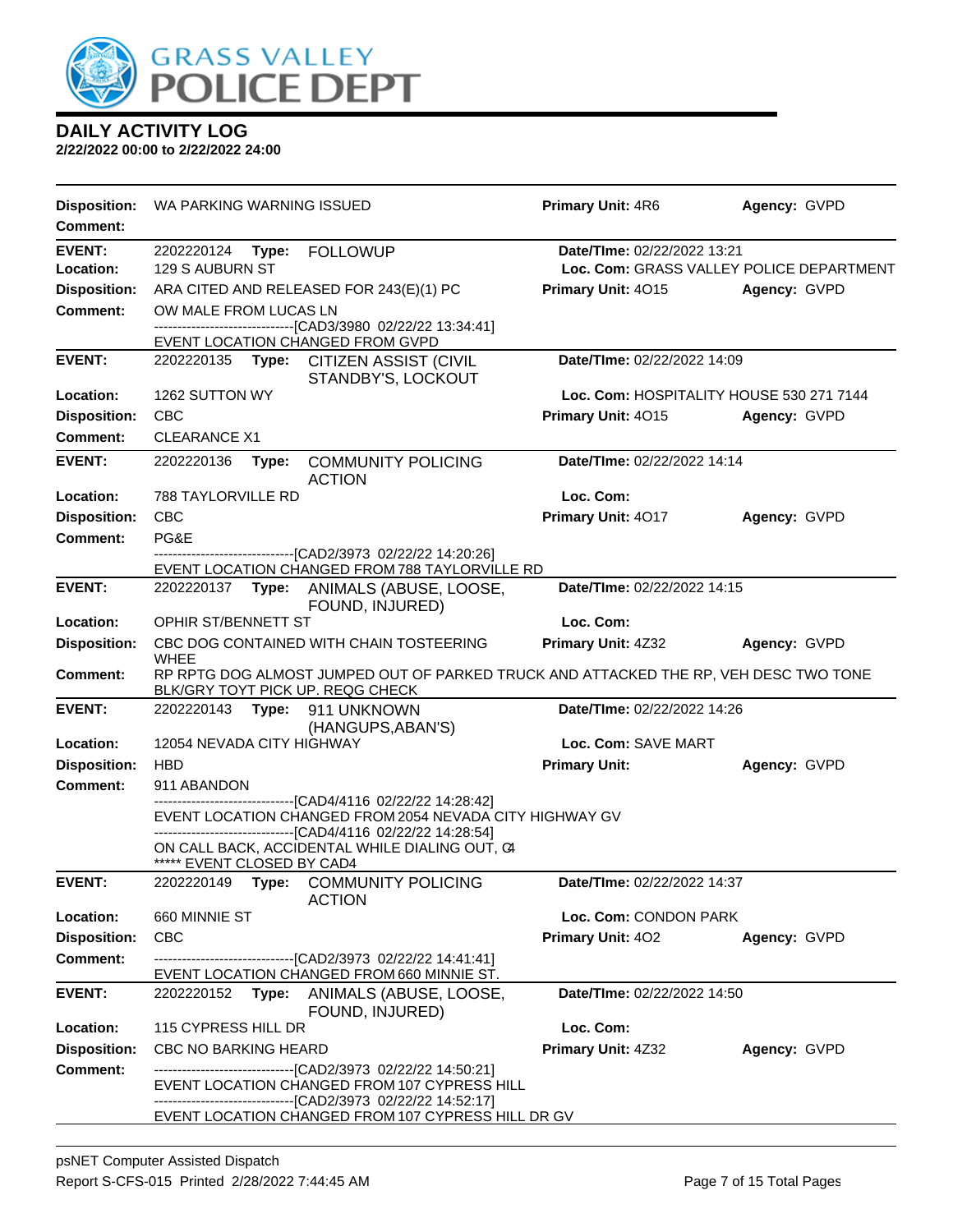# DAILY ACTIVITY LOG

**2/22/2022 00:00 to 2/22/2022 24:00**

**Disposition:** WA PARKING WARNING ISSUED | **Primary Unit:** 4R6 | **Agency:** GVPD
**Comment:**

---

**EVENT:** 2202220124 **Type:** FOLLOWUP | **Date/TIme:** 02/22/2022 13:21
**Location:** 129 S AUBURN ST | **Loc. Com:** GRASS VALLEY POLICE DEPARTMENT
**Disposition:** ARA CITED AND RELEASED FOR 243(E)(1) PC | **Primary Unit:** 4O15 | **Agency:** GVPD
**Comment:** OW MALE FROM LUCAS LN
------------------------------[CAD3/3980 02/22/22 13:34:41]
EVENT LOCATION CHANGED FROM GVPD

---

**EVENT:** 2202220135 **Type:** CITIZEN ASSIST (CIVIL STANDBY'S, LOCKOUT | **Date/TIme:** 02/22/2022 14:09
**Location:** 1262 SUTTON WY | **Loc. Com:** HOSPITALITY HOUSE 530 271 7144
**Disposition:** CBC | **Primary Unit:** 4O15 | **Agency:** GVPD
**Comment:** CLEARANCE X1

---

**EVENT:** 2202220136 **Type:** COMMUNITY POLICING ACTION | **Date/TIme:** 02/22/2022 14:14
**Location:** 788 TAYLORVILLE RD | **Loc. Com:**
**Disposition:** CBC | **Primary Unit:** 4O17 | **Agency:** GVPD
**Comment:** PG&E
------------------------------[CAD2/3973 02/22/22 14:20:26]
EVENT LOCATION CHANGED FROM 788 TAYLORVILLE RD

---

**EVENT:** 2202220137 **Type:** ANIMALS (ABUSE, LOOSE, FOUND, INJURED) | **Date/TIme:** 02/22/2022 14:15
**Location:** OPHIR ST/BENNETT ST | **Loc. Com:**
**Disposition:** CBC DOG CONTAINED WITH CHAIN TOSTEERING WHEE | **Primary Unit:** 4Z32 | **Agency:** GVPD
**Comment:** RP RPTG DOG ALMOST JUMPED OUT OF PARKED TRUCK AND ATTACKED THE RP, VEH DESC TWO TONE BLK/GRY TOYT PICK UP. REQG CHECK

---

**EVENT:** 2202220143 **Type:** 911 UNKNOWN (HANGUPS,ABAN'S) | **Date/TIme:** 02/22/2022 14:26
**Location:** 12054 NEVADA CITY HIGHWAY | **Loc. Com:** SAVE MART
**Disposition:** HBD | **Primary Unit:** | **Agency:** GVPD
**Comment:** 911 ABANDON
------------------------------[CAD4/4116 02/22/22 14:28:42]
EVENT LOCATION CHANGED FROM 2054 NEVADA CITY HIGHWAY GV
------------------------------[CAD4/4116 02/22/22 14:28:54]
ON CALL BACK, ACCIDENTAL WHILE DIALING OUT, C4
***** EVENT CLOSED BY CAD4

---

**EVENT:** 2202220149 **Type:** COMMUNITY POLICING ACTION | **Date/TIme:** 02/22/2022 14:37
**Location:** 660 MINNIE ST | **Loc. Com:** CONDON PARK
**Disposition:** CBC | **Primary Unit:** 4O2 | **Agency:** GVPD
**Comment:**
------------------------------[CAD2/3973 02/22/22 14:41:41]
EVENT LOCATION CHANGED FROM 660 MINNIE ST.

---

**EVENT:** 2202220152 **Type:** ANIMALS (ABUSE, LOOSE, FOUND, INJURED) | **Date/TIme:** 02/22/2022 14:50
**Location:** 115 CYPRESS HILL DR | **Loc. Com:**
**Disposition:** CBC NO BARKING HEARD | **Primary Unit:** 4Z32 | **Agency:** GVPD
**Comment:**
------------------------------[CAD2/3973 02/22/22 14:50:21]
EVENT LOCATION CHANGED FROM 107 CYPRESS HILL
------------------------------[CAD2/3973 02/22/22 14:52:17]
EVENT LOCATION CHANGED FROM 107 CYPRESS HILL DR GV

---

psNET Computer Assisted Dispatch
Report S-CFS-015 Printed 2/28/2022 7:44:45 AM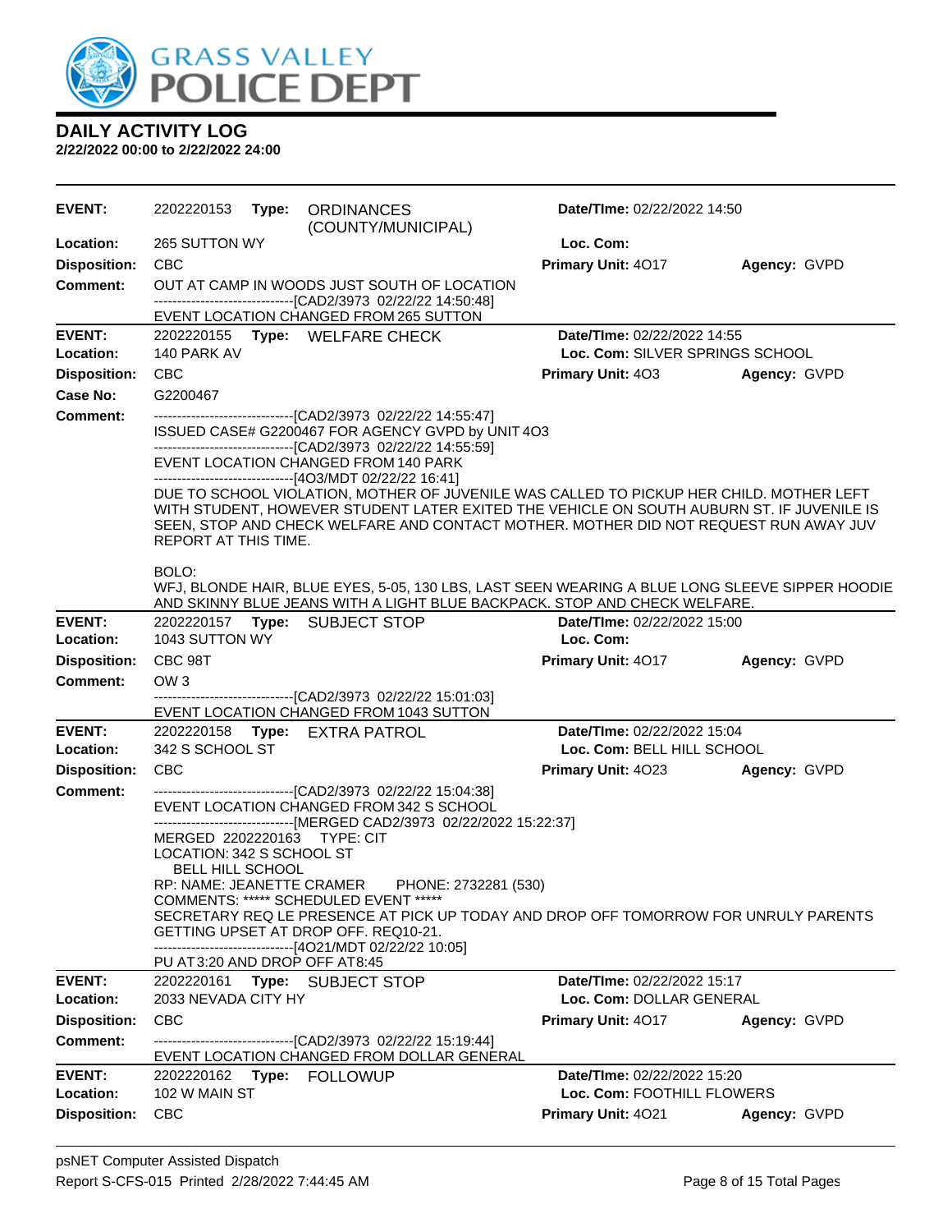# GRASS VALLEY POLICE DEPT

## DAILY ACTIVITY LOG

**2/22/2022 00:00 to 2/22/2022 24:00**

---

**EVENT:** 2202220153 **Type:** ORDINANCES (COUNTY/MUNICIPAL) **Date/TIme:** 02/22/2022 14:50
**Location:** 265 SUTTON WY **Loc. Com:**
**Disposition:** CBC **Primary Unit:** 4O17 **Agency:** GVPD
**Comment:** OUT AT CAMP IN WOODS JUST SOUTH OF LOCATION
------------------------------[CAD2/3973 02/22/22 14:50:48]
EVENT LOCATION CHANGED FROM 265 SUTTON

---

**EVENT:** 2202220155 **Type:** WELFARE CHECK **Date/TIme:** 02/22/2022 14:55
**Location:** 140 PARK AV **Loc. Com:** SILVER SPRINGS SCHOOL
**Disposition:** CBC **Primary Unit:** 4O3 **Agency:** GVPD
**Case No:** G2200467
**Comment:** ------------------------------[CAD2/3973 02/22/22 14:55:47]
ISSUED CASE# G2200467 FOR AGENCY GVPD by UNIT 4O3
------------------------------[CAD2/3973 02/22/22 14:55:59]
EVENT LOCATION CHANGED FROM 140 PARK
------------------------------[4O3/MDT 02/22/22 16:41]
DUE TO SCHOOL VIOLATION, MOTHER OF JUVENILE WAS CALLED TO PICKUP HER CHILD. MOTHER LEFT WITH STUDENT, HOWEVER STUDENT LATER EXITED THE VEHICLE ON SOUTH AUBURN ST. IF JUVENILE IS SEEN, STOP AND CHECK WELFARE AND CONTACT MOTHER. MOTHER DID NOT REQUEST RUN AWAY JUV REPORT AT THIS TIME.

BOLO:
WFJ, BLONDE HAIR, BLUE EYES, 5-05, 130 LBS, LAST SEEN WEARING A BLUE LONG SLEEVE SIPPER HOODIE AND SKINNY BLUE JEANS WITH A LIGHT BLUE BACKPACK. STOP AND CHECK WELFARE.

---

**EVENT:** 2202220157 **Type:** SUBJECT STOP **Date/TIme:** 02/22/2022 15:00
**Location:** 1043 SUTTON WY **Loc. Com:**
**Disposition:** CBC 98T **Primary Unit:** 4O17 **Agency:** GVPD
**Comment:** OW 3
------------------------------[CAD2/3973 02/22/22 15:01:03]
EVENT LOCATION CHANGED FROM 1043 SUTTON

---

**EVENT:** 2202220158 **Type:** EXTRA PATROL **Date/TIme:** 02/22/2022 15:04
**Location:** 342 S SCHOOL ST **Loc. Com:** BELL HILL SCHOOL
**Disposition:** CBC **Primary Unit:** 4O23 **Agency:** GVPD
**Comment:** ------------------------------[CAD2/3973 02/22/22 15:04:38]
EVENT LOCATION CHANGED FROM 342 S SCHOOL
------------------------------[MERGED CAD2/3973 02/22/2022 15:22:37]
MERGED 2202220163 TYPE: CIT
LOCATION: 342 S SCHOOL ST
BELL HILL SCHOOL
RP: NAME: JEANETTE CRAMER PHONE: 2732281 (530)
COMMENTS: ***** SCHEDULED EVENT *****
SECRETARY REQ LE PRESENCE AT PICK UP TODAY AND DROP OFF TOMORROW FOR UNRULY PARENTS GETTING UPSET AT DROP OFF. REQ10-21.
------------------------------[4O21/MDT 02/22/22 10:05]
PU AT 3:20 AND DROP OFF AT 8:45

---

**EVENT:** 2202220161 **Type:** SUBJECT STOP **Date/TIme:** 02/22/2022 15:17
**Location:** 2033 NEVADA CITY HY **Loc. Com:** DOLLAR GENERAL
**Disposition:** CBC **Primary Unit:** 4O17 **Agency:** GVPD
**Comment:** ------------------------------[CAD2/3973 02/22/22 15:19:44]
EVENT LOCATION CHANGED FROM DOLLAR GENERAL

---

**EVENT:** 2202220162 **Type:** FOLLOWUP **Date/TIme:** 02/22/2022 15:20
**Location:** 102 W MAIN ST **Loc. Com:** FOOTHILL FLOWERS
**Disposition:** CBC **Primary Unit:** 4O21 **Agency:** GVPD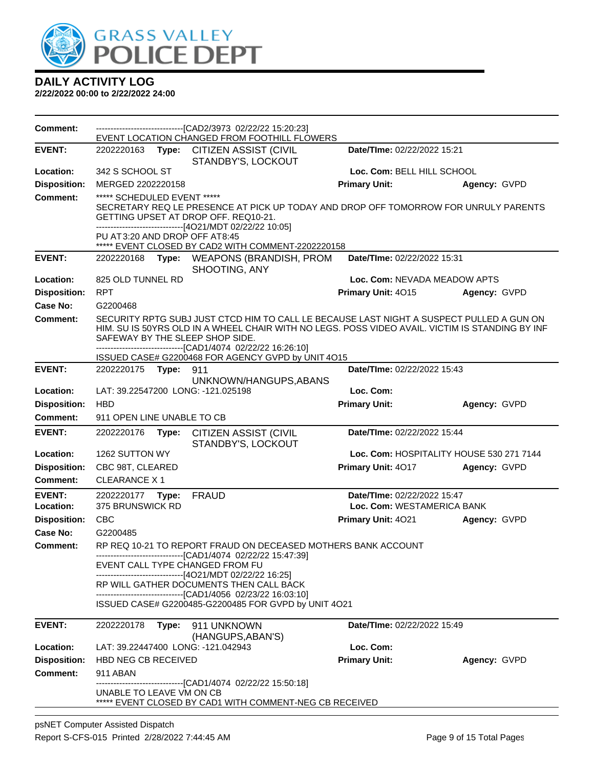## DAILY ACTIVITY LOG

**2/22/2022 00:00 to 2/22/2022 24:00**

**Comment:** ------------------------------[CAD2/3973 02/22/22 15:20:23]
EVENT LOCATION CHANGED FROM FOOTHILL FLOWERS

---

**EVENT:** 2202220163 **Type:** CITIZEN ASSIST (CIVIL STANDBY'S, LOCKOUT **Date/TIme:** 02/22/2022 15:21
**Location:** 342 S SCHOOL ST **Loc. Com:** BELL HILL SCHOOL
**Disposition:** MERGED 2202220158 **Primary Unit:** **Agency:** GVPD
**Comment:** ***** SCHEDULED EVENT *****
SECRETARY REQ LE PRESENCE AT PICK UP TODAY AND DROP OFF TOMORROW FOR UNRULY PARENTS GETTING UPSET AT DROP OFF. REQ10-21.
------------------------------[4O21/MDT 02/22/22 10:05]
PU AT3:20 AND DROP OFF AT8:45
***** EVENT CLOSED BY CAD2 WITH COMMENT-2202220158

---

**EVENT:** 2202220168 **Type:** WEAPONS (BRANDISH, PROM SHOOTING, ANY **Date/TIme:** 02/22/2022 15:31
**Location:** 825 OLD TUNNEL RD **Loc. Com:** NEVADA MEADOW APTS
**Disposition:** RPT **Primary Unit:** 4O15 **Agency:** GVPD
**Case No:** G2200468
**Comment:** SECURITY RPTG SUBJ JUST CTCD HIM TO CALL LE BECAUSE LAST NIGHT A SUSPECT PULLED A GUN ON HIM. SU IS 50YRS OLD IN A WHEEL CHAIR WITH NO LEGS. POSS VIDEO AVAIL. VICTIM IS STANDING BY INF SAFEWAY BY THE SLEEP SHOP SIDE.
------------------------------[CAD1/4074 02/22/22 16:26:10]
ISSUED CASE# G2200468 FOR AGENCY GVPD by UNIT 4O15

---

**EVENT:** 2202220175 **Type:** 911 UNKNOWN/HANGUPS,ABANS **Date/TIme:** 02/22/2022 15:43
**Location:** LAT: 39.22547200 LONG: -121.025198 **Loc. Com:**
**Disposition:** HBD **Primary Unit:** **Agency:** GVPD
**Comment:** 911 OPEN LINE UNABLE TO CB

---

**EVENT:** 2202220176 **Type:** CITIZEN ASSIST (CIVIL STANDBY'S, LOCKOUT **Date/TIme:** 02/22/2022 15:44
**Location:** 1262 SUTTON WY **Loc. Com:** HOSPITALITY HOUSE 530 271 7144
**Disposition:** CBC 98T, CLEARED **Primary Unit:** 4O17 **Agency:** GVPD
**Comment:** CLEARANCE X 1

---

**EVENT:** 2202220177 **Type:** FRAUD **Date/TIme:** 02/22/2022 15:47
**Location:** 375 BRUNSWICK RD **Loc. Com:** WESTAMERICA BANK
**Disposition:** CBC **Primary Unit:** 4O21 **Agency:** GVPD
**Case No:** G2200485
**Comment:** RP REQ 10-21 TO REPORT FRAUD ON DECEASED MOTHERS BANK ACCOUNT
------------------------------[CAD1/4074 02/22/22 15:47:39]
EVENT CALL TYPE CHANGED FROM FU
------------------------------[4O21/MDT 02/22/22 16:25]
RP WILL GATHER DOCUMENTS THEN CALL BACK
------------------------------[CAD1/4056 02/23/22 16:03:10]
ISSUED CASE# G2200485-G2200485 FOR GVPD by UNIT 4O21

---

**EVENT:** 2202220178 **Type:** 911 UNKNOWN (HANGUPS,ABAN'S) **Date/TIme:** 02/22/2022 15:49
**Location:** LAT: 39.22447400 LONG: -121.042943 **Loc. Com:**
**Disposition:** HBD NEG CB RECEIVED **Primary Unit:** **Agency:** GVPD
**Comment:** 911 ABAN
------------------------------[CAD1/4074 02/22/22 15:50:18]
UNABLE TO LEAVE VM ON CB
***** EVENT CLOSED BY CAD1 WITH COMMENT-NEG CB RECEIVED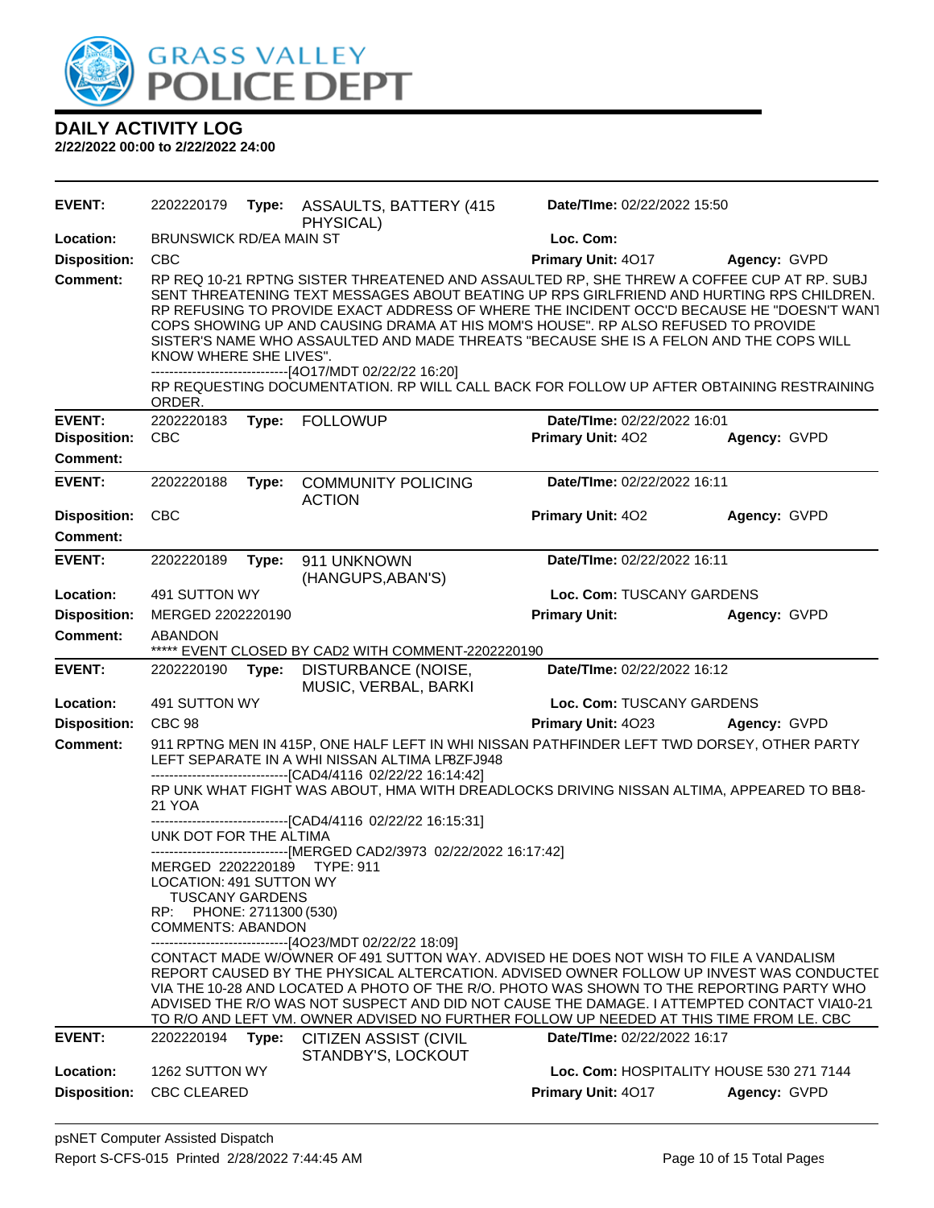# GRASS VALLEY POLICE DEPT

## DAILY ACTIVITY LOG

**2/22/2022 00:00 to 2/22/2022 24:00**

---

**EVENT:** 2202220179 **Type:** ASSAULTS, BATTERY (415 PHYSICAL) **Date/TIme:** 02/22/2022 15:50

**Location:** BRUNSWICK RD/EA MAIN ST **Loc. Com:**

**Disposition:** CBC **Primary Unit:** 4O17 **Agency:** GVPD

**Comment:** RP REQ 10-21 RPTNG SISTER THREATENED AND ASSAULTED RP, SHE THREW A COFFEE CUP AT RP. SUBJ SENT THREATENING TEXT MESSAGES ABOUT BEATING UP RPS GIRLFRIEND AND HURTING RPS CHILDREN. RP REFUSING TO PROVIDE EXACT ADDRESS OF WHERE THE INCIDENT OCC'D BECAUSE HE "DOESN'T WANT COPS SHOWING UP AND CAUSING DRAMA AT HIS MOM'S HOUSE". RP ALSO REFUSED TO PROVIDE SISTER'S NAME WHO ASSAULTED AND MADE THREATS "BECAUSE SHE IS A FELON AND THE COPS WILL KNOW WHERE SHE LIVES".

------------------------------[4O17/MDT 02/22/22 16:20]

RP REQUESTING DOCUMENTATION. RP WILL CALL BACK FOR FOLLOW UP AFTER OBTAINING RESTRAINING ORDER.

---

**EVENT:** 2202220183 **Type:** FOLLOWUP **Date/TIme:** 02/22/2022 16:01

**Disposition:** CBC **Primary Unit:** 4O2 **Agency:** GVPD

**Comment:**

---

**EVENT:** 2202220188 **Type:** COMMUNITY POLICING ACTION **Date/TIme:** 02/22/2022 16:11

**Disposition:** CBC **Primary Unit:** 4O2 **Agency:** GVPD

**Comment:**

---

**EVENT:** 2202220189 **Type:** 911 UNKNOWN (HANGUPS,ABAN'S) **Date/TIme:** 02/22/2022 16:11

**Location:** 491 SUTTON WY **Loc. Com:** TUSCANY GARDENS

**Disposition:** MERGED 2202220190 **Primary Unit:** **Agency:** GVPD

**Comment:** ABANDON

***** EVENT CLOSED BY CAD2 WITH COMMENT-2202220190

---

**EVENT:** 2202220190 **Type:** DISTURBANCE (NOISE, MUSIC, VERBAL, BARKI **Date/TIme:** 02/22/2022 16:12

**Location:** 491 SUTTON WY **Loc. Com:** TUSCANY GARDENS

**Disposition:** CBC 98 **Primary Unit:** 4O23 **Agency:** GVPD

**Comment:** 911 RPTNG MEN IN 415P, ONE HALF LEFT IN WHI NISSAN PATHFINDER LEFT TWD DORSEY, OTHER PARTY LEFT SEPARATE IN A WHI NISSAN ALTIMA LP8ZFJ948

------------------------------[CAD4/4116 02/22/22 16:14:42]

RP UNK WHAT FIGHT WAS ABOUT, HMA WITH DREADLOCKS DRIVING NISSAN ALTIMA, APPEARED TO BE 18-21 YOA

------------------------------[CAD4/4116 02/22/22 16:15:31]

UNK DOT FOR THE ALTIMA

------------------------------[MERGED CAD2/3973 02/22/2022 16:17:42]

MERGED 2202220189 TYPE: 911

LOCATION: 491 SUTTON WY

TUSCANY GARDENS

RP: PHONE: 2711300 (530)

COMMENTS: ABANDON

------------------------------[4O23/MDT 02/22/22 18:09]

CONTACT MADE W/OWNER OF 491 SUTTON WAY. ADVISED HE DOES NOT WISH TO FILE A VANDALISM REPORT CAUSED BY THE PHYSICAL ALTERCATION. ADVISED OWNER FOLLOW UP INVEST WAS CONDUCTED VIA THE 10-28 AND LOCATED A PHOTO OF THE R/O. PHOTO WAS SHOWN TO THE REPORTING PARTY WHO ADVISED THE R/O WAS NOT SUSPECT AND DID NOT CAUSE THE DAMAGE. I ATTEMPTED CONTACT VIA 10-21 TO R/O AND LEFT VM. OWNER ADVISED NO FURTHER FOLLOW UP NEEDED AT THIS TIME FROM LE. CBC

---

**EVENT:** 2202220194 **Type:** CITIZEN ASSIST (CIVIL STANDBY'S, LOCKOUT **Date/TIme:** 02/22/2022 16:17

**Location:** 1262 SUTTON WY **Loc. Com:** HOSPITALITY HOUSE 530 271 7144

**Disposition:** CBC CLEARED **Primary Unit:** 4O17 **Agency:** GVPD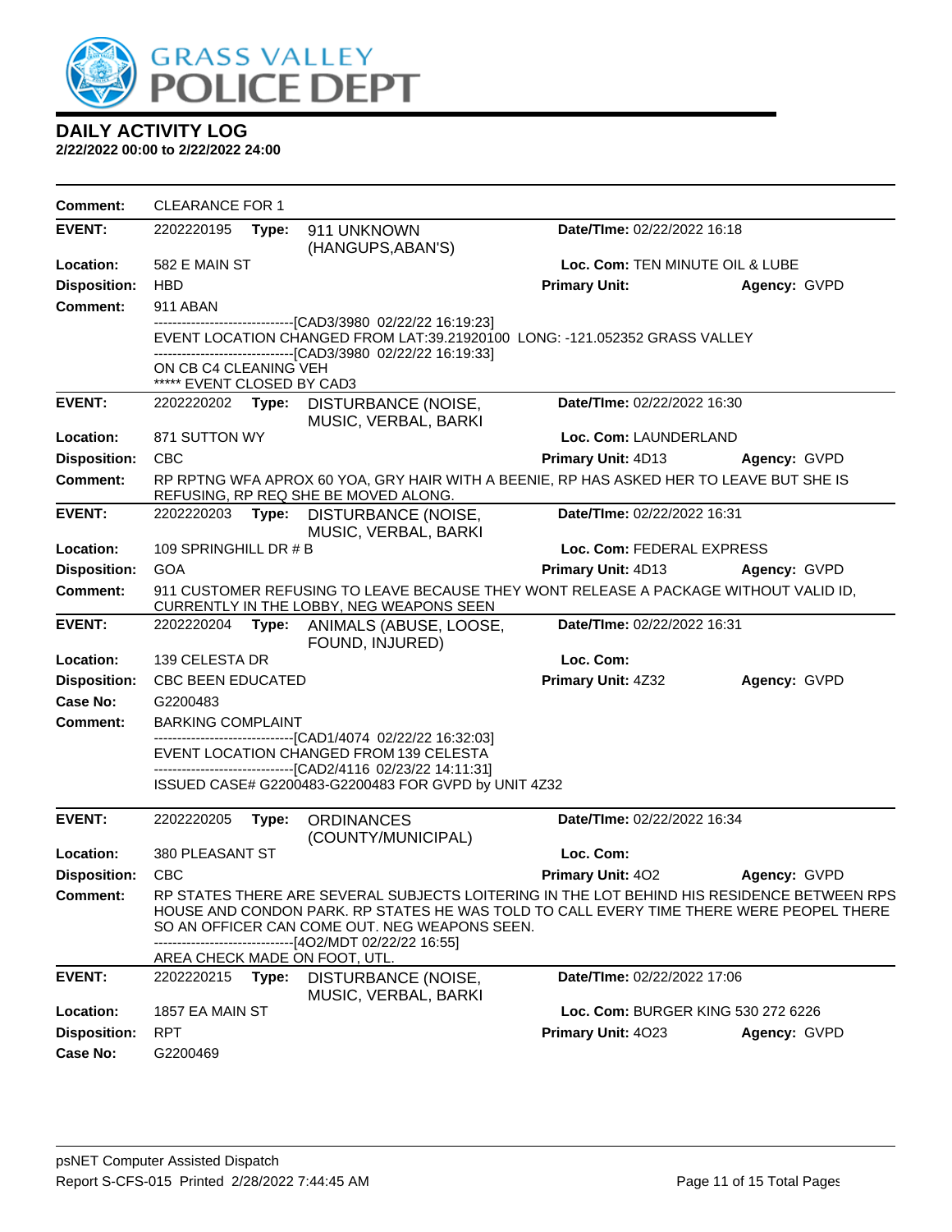# DAILY ACTIVITY LOG

**2/22/2022 00:00 to 2/22/2022 24:00**

**Comment:** CLEARANCE FOR 1

---

**EVENT:** 2202220195 **Type:** 911 UNKNOWN (HANGUPS,ABAN'S) **Date/TIme:** 02/22/2022 16:18

**Location:** 582 E MAIN ST **Loc. Com:** TEN MINUTE OIL & LUBE

**Disposition:** HBD **Primary Unit:** **Agency:** GVPD

**Comment:** 911 ABAN

------------------------------[CAD3/3980 02/22/22 16:19:23]

EVENT LOCATION CHANGED FROM LAT:39.21920100 LONG: -121.052352 GRASS VALLEY

------------------------------[CAD3/3980 02/22/22 16:19:33]

ON CB C4 CLEANING VEH

***** EVENT CLOSED BY CAD3

---

**EVENT:** 2202220202 **Type:** DISTURBANCE (NOISE, MUSIC, VERBAL, BARKI **Date/TIme:** 02/22/2022 16:30

**Location:** 871 SUTTON WY **Loc. Com:** LAUNDERLAND

**Disposition:** CBC **Primary Unit:** 4D13 **Agency:** GVPD

**Comment:** RP RPTNG WFA APROX 60 YOA, GRY HAIR WITH A BEENIE, RP HAS ASKED HER TO LEAVE BUT SHE IS REFUSING, RP REQ SHE BE MOVED ALONG.

---

**EVENT:** 2202220203 **Type:** DISTURBANCE (NOISE, MUSIC, VERBAL, BARKI **Date/TIme:** 02/22/2022 16:31

**Location:** 109 SPRINGHILL DR # B **Loc. Com:** FEDERAL EXPRESS

**Disposition:** GOA **Primary Unit:** 4D13 **Agency:** GVPD

**Comment:** 911 CUSTOMER REFUSING TO LEAVE BECAUSE THEY WONT RELEASE A PACKAGE WITHOUT VALID ID, CURRENTLY IN THE LOBBY, NEG WEAPONS SEEN

---

**EVENT:** 2202220204 **Type:** ANIMALS (ABUSE, LOOSE, FOUND, INJURED) **Date/TIme:** 02/22/2022 16:31

**Location:** 139 CELESTA DR **Loc. Com:**

**Disposition:** CBC BEEN EDUCATED **Primary Unit:** 4Z32 **Agency:** GVPD

**Case No:** G2200483

**Comment:** BARKING COMPLAINT

------------------------------[CAD1/4074 02/22/22 16:32:03]

EVENT LOCATION CHANGED FROM 139 CELESTA

------------------------------[CAD2/4116 02/23/22 14:11:31]

ISSUED CASE# G2200483-G2200483 FOR GVPD by UNIT 4Z32

---

**EVENT:** 2202220205 **Type:** ORDINANCES (COUNTY/MUNICIPAL) **Date/TIme:** 02/22/2022 16:34

**Location:** 380 PLEASANT ST **Loc. Com:**

**Disposition:** CBC **Primary Unit:** 4O2 **Agency:** GVPD

**Comment:** RP STATES THERE ARE SEVERAL SUBJECTS LOITERING IN THE LOT BEHIND HIS RESIDENCE BETWEEN RPS HOUSE AND CONDON PARK. RP STATES HE WAS TOLD TO CALL EVERY TIME THERE WERE PEOPEL THERE SO AN OFFICER CAN COME OUT. NEG WEAPONS SEEN.

------------------------------[4O2/MDT 02/22/22 16:55]

AREA CHECK MADE ON FOOT, UTL.

---

**EVENT:** 2202220215 **Type:** DISTURBANCE (NOISE, MUSIC, VERBAL, BARKI **Date/TIme:** 02/22/2022 17:06

**Location:** 1857 EA MAIN ST **Loc. Com:** BURGER KING 530 272 6226

**Disposition:** RPT **Primary Unit:** 4O23 **Agency:** GVPD

**Case No:** G2200469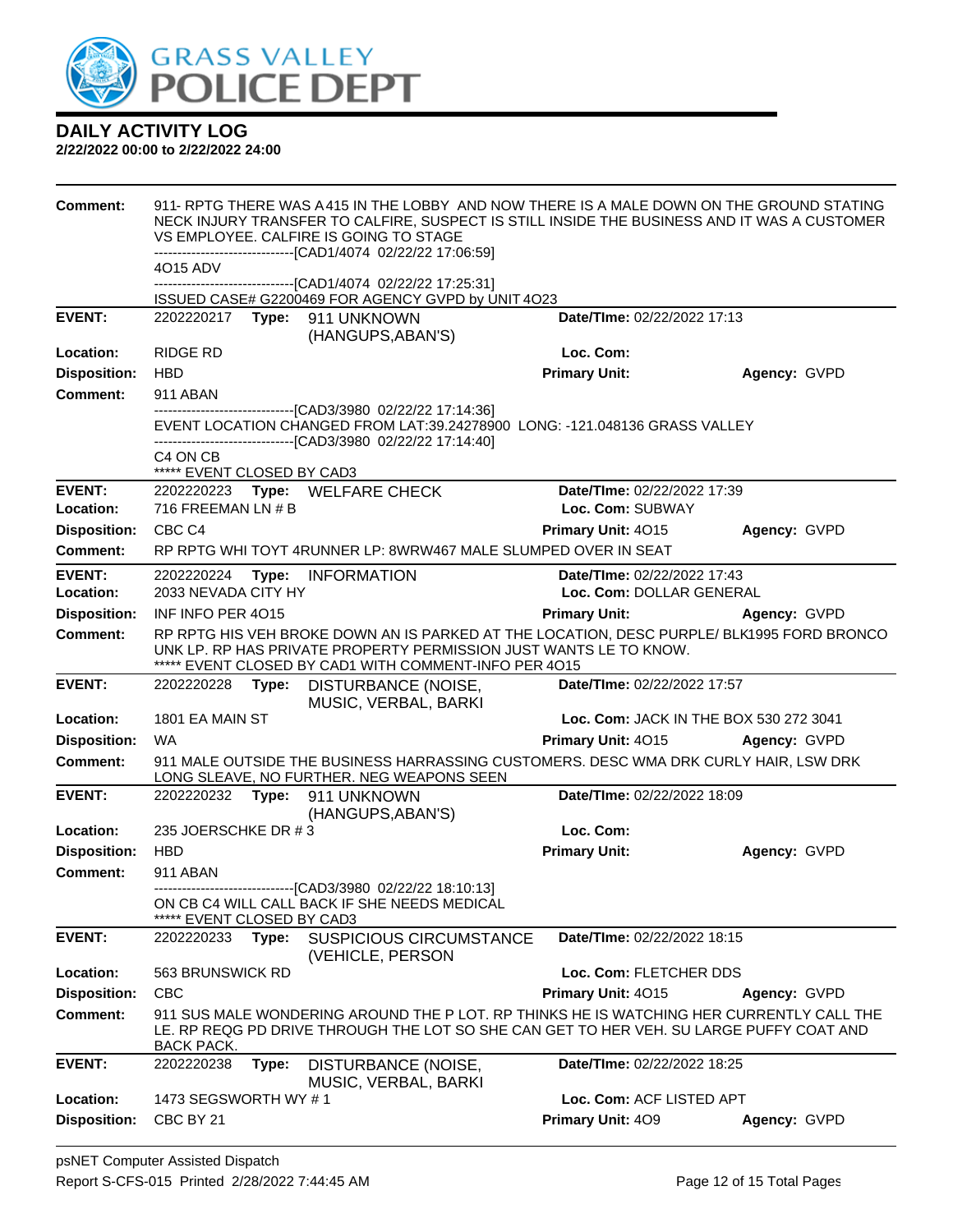# DAILY ACTIVITY LOG

**2/22/2022 00:00 to 2/22/2022 24:00**

**Comment:** 911- RPTG THERE WAS A 415 IN THE LOBBY AND NOW THERE IS A MALE DOWN ON THE GROUND STATING NECK INJURY TRANSFER TO CALFIRE, SUSPECT IS STILL INSIDE THE BUSINESS AND IT WAS A CUSTOMER VS EMPLOYEE. CALFIRE IS GOING TO STAGE
------------------------------[CAD1/4074 02/22/22 17:06:59]
4O15 ADV
------------------------------[CAD1/4074 02/22/22 17:25:31]
ISSUED CASE# G2200469 FOR AGENCY GVPD by UNIT 4O23

---

**EVENT:** 2202220217 **Type:** 911 UNKNOWN (HANGUPS,ABAN'S) **Date/TIme:** 02/22/2022 17:13
**Location:** RIDGE RD **Loc. Com:**
**Disposition:** HBD **Primary Unit:** **Agency:** GVPD
**Comment:** 911 ABAN
------------------------------[CAD3/3980 02/22/22 17:14:36]
EVENT LOCATION CHANGED FROM LAT:39.24278900 LONG: -121.048136 GRASS VALLEY
------------------------------[CAD3/3980 02/22/22 17:14:40]
C4 ON CB
***** EVENT CLOSED BY CAD3

---

**EVENT:** 2202220223 **Type:** WELFARE CHECK **Date/TIme:** 02/22/2022 17:39
**Location:** 716 FREEMAN LN # B **Loc. Com:** SUBWAY
**Disposition:** CBC C4 **Primary Unit:** 4O15 **Agency:** GVPD
**Comment:** RP RPTG WHI TOYT 4RUNNER LP: 8WRW467 MALE SLUMPED OVER IN SEAT

---

**EVENT:** 2202220224 **Type:** INFORMATION **Date/TIme:** 02/22/2022 17:43
**Location:** 2033 NEVADA CITY HY **Loc. Com:** DOLLAR GENERAL
**Disposition:** INF INFO PER 4O15 **Primary Unit:** **Agency:** GVPD
**Comment:** RP RPTG HIS VEH BROKE DOWN AN IS PARKED AT THE LOCATION, DESC PURPLE/ BLK1995 FORD BRONCO UNK LP. RP HAS PRIVATE PROPERTY PERMISSION JUST WANTS LE TO KNOW.
***** EVENT CLOSED BY CAD1 WITH COMMENT-INFO PER 4O15

---

**EVENT:** 2202220228 **Type:** DISTURBANCE (NOISE, MUSIC, VERBAL, BARKI **Date/TIme:** 02/22/2022 17:57
**Location:** 1801 EA MAIN ST **Loc. Com:** JACK IN THE BOX 530 272 3041
**Disposition:** WA **Primary Unit:** 4O15 **Agency:** GVPD
**Comment:** 911 MALE OUTSIDE THE BUSINESS HARRASSING CUSTOMERS. DESC WMA DRK CURLY HAIR, LSW DRK LONG SLEAVE, NO FURTHER. NEG WEAPONS SEEN

---

**EVENT:** 2202220232 **Type:** 911 UNKNOWN (HANGUPS,ABAN'S) **Date/TIme:** 02/22/2022 18:09
**Location:** 235 JOERSCHKE DR # 3 **Loc. Com:**
**Disposition:** HBD **Primary Unit:** **Agency:** GVPD
**Comment:** 911 ABAN
------------------------------[CAD3/3980 02/22/22 18:10:13]
ON CB C4 WILL CALL BACK IF SHE NEEDS MEDICAL
***** EVENT CLOSED BY CAD3

---

**EVENT:** 2202220233 **Type:** SUSPICIOUS CIRCUMSTANCE (VEHICLE, PERSON **Date/TIme:** 02/22/2022 18:15
**Location:** 563 BRUNSWICK RD **Loc. Com:** FLETCHER DDS
**Disposition:** CBC **Primary Unit:** 4O15 **Agency:** GVPD
**Comment:** 911 SUS MALE WONDERING AROUND THE P LOT. RP THINKS HE IS WATCHING HER CURRENTLY CALL THE LE. RP REQG PD DRIVE THROUGH THE LOT SO SHE CAN GET TO HER VEH. SU LARGE PUFFY COAT AND BACK PACK.

---

**EVENT:** 2202220238 **Type:** DISTURBANCE (NOISE, MUSIC, VERBAL, BARKI **Date/TIme:** 02/22/2022 18:25
**Location:** 1473 SEGSWORTH WY # 1 **Loc. Com:** ACF LISTED APT
**Disposition:** CBC BY 21 **Primary Unit:** 4O9 **Agency:** GVPD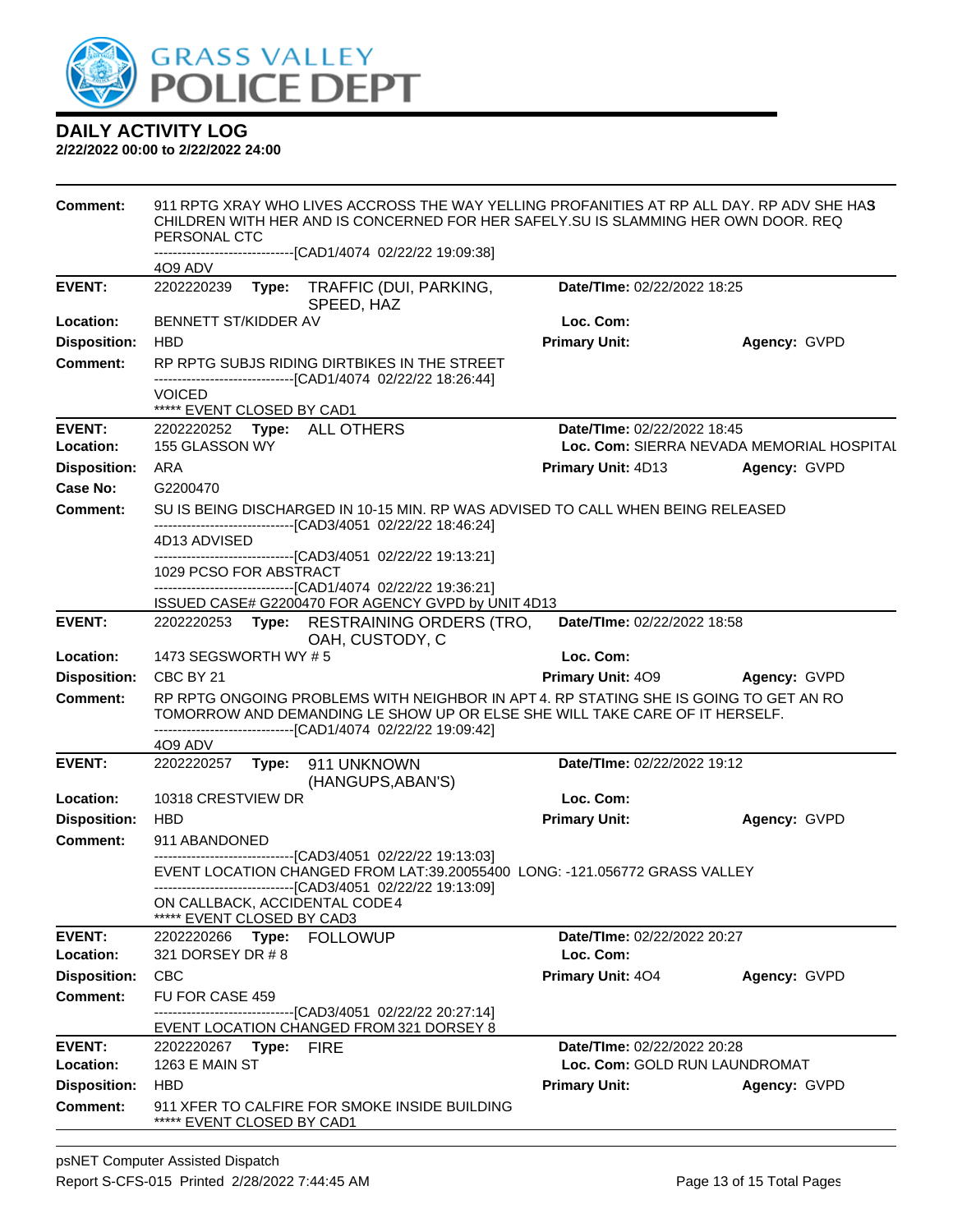# DAILY ACTIVITY LOG

**2/22/2022 00:00 to 2/22/2022 24:00**

**Comment:** 911 RPTG XRAY WHO LIVES ACCROSS THE WAY YELLING PROFANITIES AT RP ALL DAY. RP ADV SHE HAS CHILDREN WITH HER AND IS CONCERNED FOR HER SAFELY.SU IS SLAMMING HER OWN DOOR. REQ PERSONAL CTC
------------------------------[CAD1/4074 02/22/22 19:09:38]
4O9 ADV

---

**EVENT:** 2202220239 **Type:** TRAFFIC (DUI, PARKING, SPEED, HAZ **Date/TIme:** 02/22/2022 18:25
**Location:** BENNETT ST/KIDDER AV **Loc. Com:**
**Disposition:** HBD **Primary Unit:** **Agency:** GVPD
**Comment:** RP RPTG SUBJS RIDING DIRTBIKES IN THE STREET
------------------------------[CAD1/4074 02/22/22 18:26:44]
VOICED
***** EVENT CLOSED BY CAD1

---

**EVENT:** 2202220252 **Type:** ALL OTHERS **Date/TIme:** 02/22/2022 18:45
**Location:** 155 GLASSON WY **Loc. Com:** SIERRA NEVADA MEMORIAL HOSPITAL
**Disposition:** ARA **Primary Unit:** 4D13 **Agency:** GVPD
**Case No:** G2200470
**Comment:** SU IS BEING DISCHARGED IN 10-15 MIN. RP WAS ADVISED TO CALL WHEN BEING RELEASED
------------------------------[CAD3/4051 02/22/22 18:46:24]
4D13 ADVISED
------------------------------[CAD3/4051 02/22/22 19:13:21]
1029 PCSO FOR ABSTRACT
------------------------------[CAD1/4074 02/22/22 19:36:21]
ISSUED CASE# G2200470 FOR AGENCY GVPD by UNIT 4D13

---

**EVENT:** 2202220253 **Type:** RESTRAINING ORDERS (TRO, OAH, CUSTODY, C **Date/TIme:** 02/22/2022 18:58
**Location:** 1473 SEGSWORTH WY # 5 **Loc. Com:**
**Disposition:** CBC BY 21 **Primary Unit:** 4O9 **Agency:** GVPD
**Comment:** RP RPTG ONGOING PROBLEMS WITH NEIGHBOR IN APT 4. RP STATING SHE IS GOING TO GET AN RO TOMORROW AND DEMANDING LE SHOW UP OR ELSE SHE WILL TAKE CARE OF IT HERSELF.
------------------------------[CAD1/4074 02/22/22 19:09:42]
4O9 ADV

---

**EVENT:** 2202220257 **Type:** 911 UNKNOWN (HANGUPS,ABAN'S) **Date/TIme:** 02/22/2022 19:12
**Location:** 10318 CRESTVIEW DR **Loc. Com:**
**Disposition:** HBD **Primary Unit:** **Agency:** GVPD
**Comment:** 911 ABANDONED
------------------------------[CAD3/4051 02/22/22 19:13:03]
EVENT LOCATION CHANGED FROM LAT:39.20055400 LONG: -121.056772 GRASS VALLEY
------------------------------[CAD3/4051 02/22/22 19:13:09]
ON CALLBACK, ACCIDENTAL CODE4
***** EVENT CLOSED BY CAD3

---

**EVENT:** 2202220266 **Type:** FOLLOWUP **Date/TIme:** 02/22/2022 20:27
**Location:** 321 DORSEY DR # 8 **Loc. Com:**
**Disposition:** CBC **Primary Unit:** 4O4 **Agency:** GVPD
**Comment:** FU FOR CASE 459
------------------------------[CAD3/4051 02/22/22 20:27:14]
EVENT LOCATION CHANGED FROM 321 DORSEY 8

---

**EVENT:** 2202220267 **Type:** FIRE **Date/TIme:** 02/22/2022 20:28
**Location:** 1263 E MAIN ST **Loc. Com:** GOLD RUN LAUNDROMAT
**Disposition:** HBD **Primary Unit:** **Agency:** GVPD
**Comment:** 911 XFER TO CALFIRE FOR SMOKE INSIDE BUILDING
***** EVENT CLOSED BY CAD1

---

psNET Computer Assisted Dispatch
Report S-CFS-015 Printed 2/28/2022 7:44:45 AM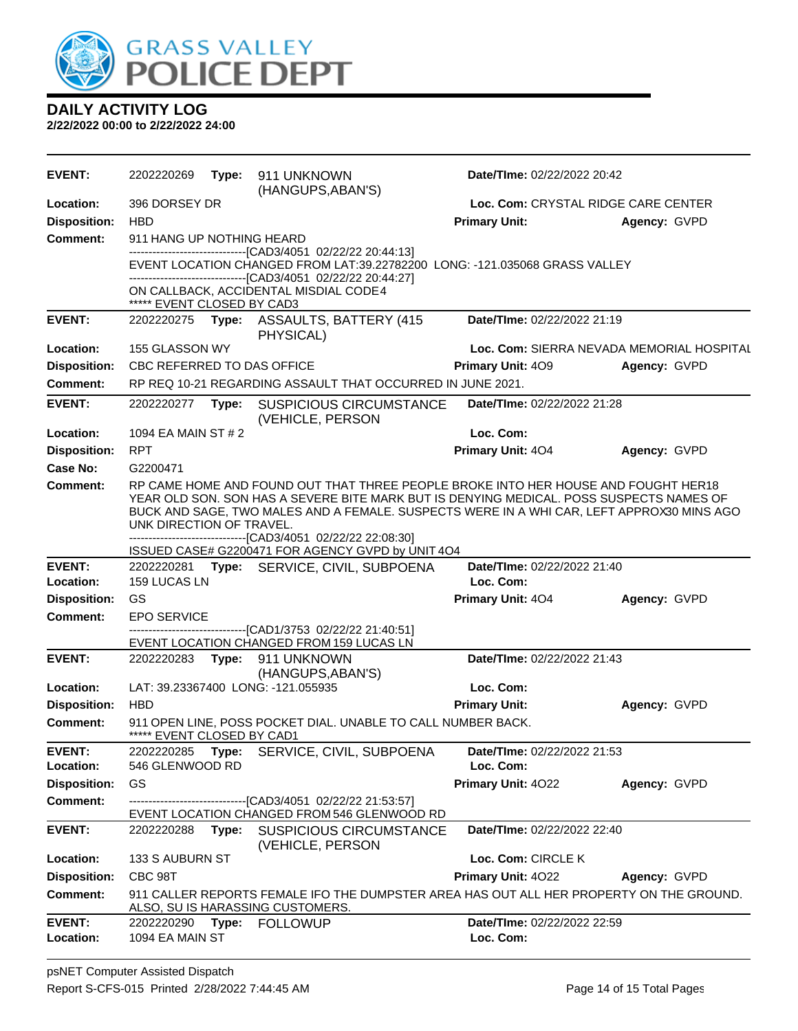# GRASS VALLEY POLICE DEPT

## DAILY ACTIVITY LOG

**2/22/2022 00:00 to 2/22/2022 24:00**

| | | | |
|---|---|---|---|
| **EVENT:** | 2202220269 **Type:** 911 UNKNOWN (HANGUPS,ABAN'S) | **Date/TIme:** 02/22/2022 20:42 | |
| **Location:** | 396 DORSEY DR | **Loc. Com:** CRYSTAL RIDGE CARE CENTER | |
| **Disposition:** | HBD | **Primary Unit:** | **Agency:** GVPD |
| **Comment:** | 911 HANG UP NOTHING HEARD<br>-------------------------------[CAD3/4051 02/22/22 20:44:13]<br>EVENT LOCATION CHANGED FROM LAT:39.22782200 LONG: -121.035068 GRASS VALLEY<br>-------------------------------[CAD3/4051 02/22/22 20:44:27]<br>ON CALLBACK, ACCIDENTAL MISDIAL CODE4<br>***** EVENT CLOSED BY CAD3 | | |
| **EVENT:** | 2202220275 **Type:** ASSAULTS, BATTERY (415 PHYSICAL) | **Date/TIme:** 02/22/2022 21:19 | |
| **Location:** | 155 GLASSON WY | **Loc. Com:** SIERRA NEVADA MEMORIAL HOSPITAL | |
| **Disposition:** | CBC REFERRED TO DAS OFFICE | **Primary Unit:** 4O9 | **Agency:** GVPD |
| **Comment:** | RP REQ 10-21 REGARDING ASSAULT THAT OCCURRED IN JUNE 2021. | | |
| **EVENT:** | 2202220277 **Type:** SUSPICIOUS CIRCUMSTANCE (VEHICLE, PERSON | **Date/TIme:** 02/22/2022 21:28 | |
| **Location:** | 1094 EA MAIN ST # 2 | **Loc. Com:** | |
| **Disposition:** | RPT | **Primary Unit:** 4O4 | **Agency:** GVPD |
| **Case No:** | G2200471 | | |
| **Comment:** | RP CAME HOME AND FOUND OUT THAT THREE PEOPLE BROKE INTO HER HOUSE AND FOUGHT HER18 YEAR OLD SON. SON HAS A SEVERE BITE MARK BUT IS DENYING MEDICAL. POSS SUSPECTS NAMES OF BUCK AND SAGE, TWO MALES AND A FEMALE. SUSPECTS WERE IN A WHI CAR, LEFT APPROX30 MINS AGO UNK DIRECTION OF TRAVEL.<br>-------------------------------[CAD3/4051 02/22/22 22:08:30]<br>ISSUED CASE# G2200471 FOR AGENCY GVPD by UNIT 4O4 | | |
| **EVENT:** | 2202220281 **Type:** SERVICE, CIVIL, SUBPOENA | **Date/TIme:** 02/22/2022 21:40 | |
| **Location:** | 159 LUCAS LN | **Loc. Com:** | |
| **Disposition:** | GS | **Primary Unit:** 4O4 | **Agency:** GVPD |
| **Comment:** | EPO SERVICE<br>-------------------------------[CAD1/3753 02/22/22 21:40:51]<br>EVENT LOCATION CHANGED FROM 159 LUCAS LN | | |
| **EVENT:** | 2202220283 **Type:** 911 UNKNOWN (HANGUPS,ABAN'S) | **Date/TIme:** 02/22/2022 21:43 | |
| **Location:** | LAT: 39.23367400 LONG: -121.055935 | **Loc. Com:** | |
| **Disposition:** | HBD | **Primary Unit:** | **Agency:** GVPD |
| **Comment:** | 911 OPEN LINE, POSS POCKET DIAL. UNABLE TO CALL NUMBER BACK.<br>***** EVENT CLOSED BY CAD1 | | |
| **EVENT:** | 2202220285 **Type:** SERVICE, CIVIL, SUBPOENA | **Date/TIme:** 02/22/2022 21:53 | |
| **Location:** | 546 GLENWOOD RD | **Loc. Com:** | |
| **Disposition:** | GS | **Primary Unit:** 4O22 | **Agency:** GVPD |
| **Comment:** | -------------------------------[CAD3/4051 02/22/22 21:53:57]<br>EVENT LOCATION CHANGED FROM 546 GLENWOOD RD | | |
| **EVENT:** | 2202220288 **Type:** SUSPICIOUS CIRCUMSTANCE (VEHICLE, PERSON | **Date/TIme:** 02/22/2022 22:40 | |
| **Location:** | 133 S AUBURN ST | **Loc. Com:** CIRCLE K | |
| **Disposition:** | CBC 98T | **Primary Unit:** 4O22 | **Agency:** GVPD |
| **Comment:** | 911 CALLER REPORTS FEMALE IFO THE DUMPSTER AREA HAS OUT ALL HER PROPERTY ON THE GROUND. ALSO, SU IS HARASSING CUSTOMERS. | | |
| **EVENT:** | 2202220290 **Type:** FOLLOWUP | **Date/TIme:** 02/22/2022 22:59 | |
| **Location:** | 1094 EA MAIN ST | **Loc. Com:** | |

psNET Computer Assisted Dispatch
Report S-CFS-015 Printed 2/28/2022 7:44:45 AM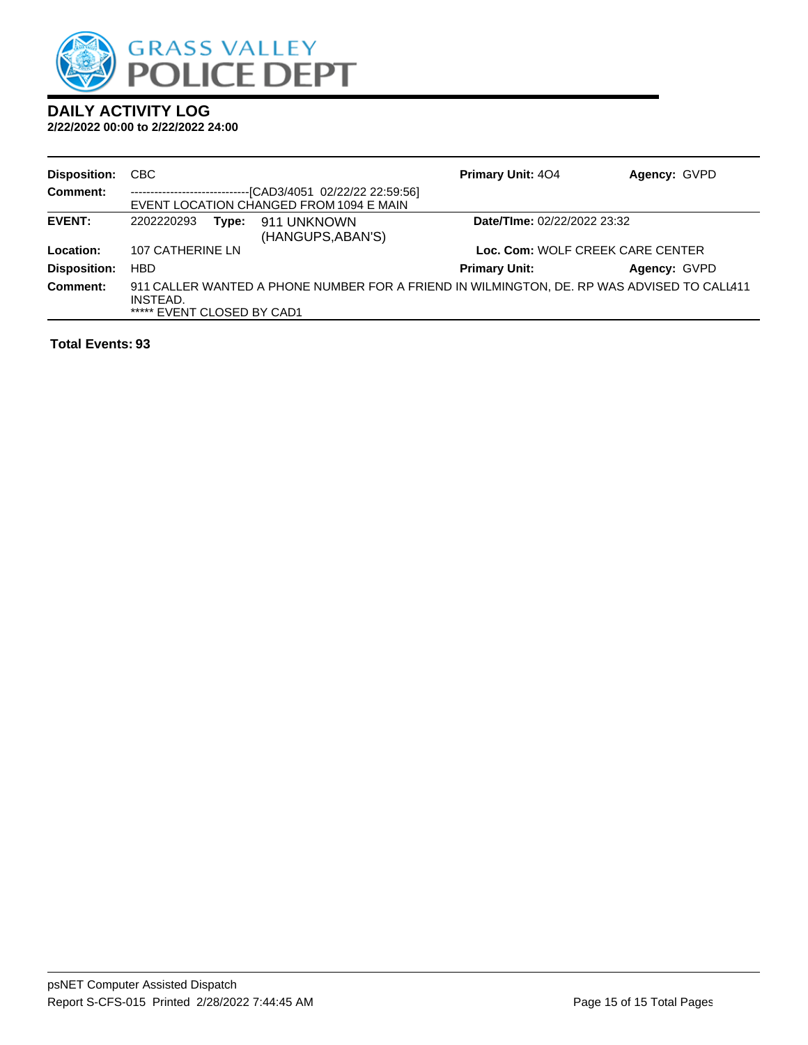# GRASS VALLEY POLICE DEPT

## DAILY ACTIVITY LOG

**2/22/2022 00:00 to 2/22/2022 24:00**

| | | | | |
|---|---|---|---|---|
| **Disposition:** | CBC | | **Primary Unit:** 4O4 | **Agency:** GVPD |
| **Comment:** | ------------------------------[CAD3/4051 02/22/22 22:59:56] EVENT LOCATION CHANGED FROM 1094 E MAIN | | | |
| **EVENT:** | 2202220293 | **Type:** 911 UNKNOWN (HANGUPS,ABAN'S) | **Date/TIme:** 02/22/2022 23:32 | |
| **Location:** | 107 CATHERINE LN | | **Loc. Com:** WOLF CREEK CARE CENTER | |
| **Disposition:** | HBD | | **Primary Unit:** | **Agency:** GVPD |
| **Comment:** | 911 CALLER WANTED A PHONE NUMBER FOR A FRIEND IN WILMINGTON, DE. RP WAS ADVISED TO CALL 411 INSTEAD. ***** EVENT CLOSED BY CAD1 | | | |

**Total Events: 93**

psNET Computer Assisted Dispatch
Report S-CFS-015 Printed 2/28/2022 7:44:45 AM